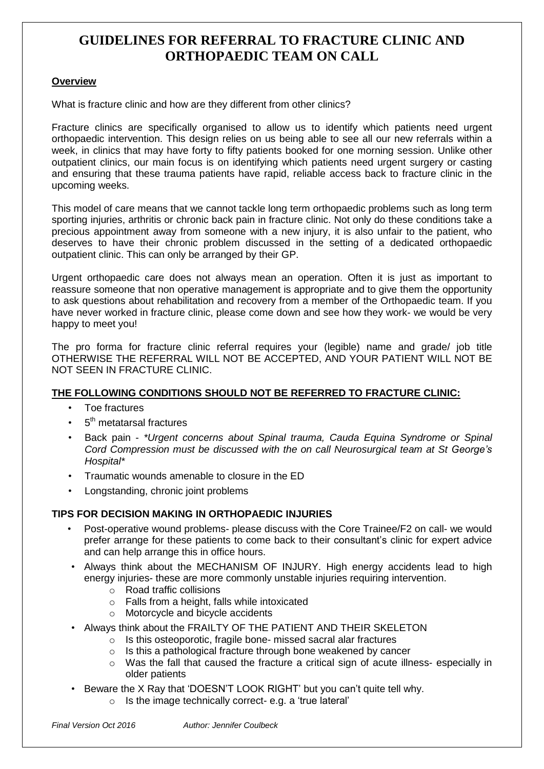# GUIDELINES FOR REFERRAL TO FRACTURE CLINIC AND ORTHOPAEDIC TEAM ON CALL

**Overview**

What is fracture clinic and how are they different from other clinics?

Fracture clinics are specifically organised to allow us to identify which patients need urgent orthopaedic intervention. This design relies on us being able to see all our new referrals within a week, in clinics that may have forty to fifty patients booked for one morning session. Unlike other outpatient clinics, our main focus is on identifying which patients need urgent surgery or casting and ensuring that these trauma patients have rapid, reliable access back to fracture clinic in the upcoming weeks.

This model of care means that we cannot tackle long term orthopaedic problems such as long term sporting injuries, arthritis or chronic back pain in fracture clinic. Not only do these conditions take a precious appointment away from someone with a new injury, it is also unfair to the patient, who deserves to have their chronic problem discussed in the setting of a dedicated orthopaedic outpatient clinic. This can only be arranged by their GP.

Urgent orthopaedic care does not always mean an operation. Often it is just as important to reassure someone that non operative management is appropriate and to give them the opportunity to ask questions about rehabilitation and recovery from a member of the Orthopaedic team. If you have never worked in fracture clinic, please come down and see how they work- we would be very happy to meet you!

The pro forma for fracture clinic referral requires your (legible) name and grade/ job title OTHERWISE THE REFERRAL WILL NOT BE ACCEPTED, AND YOUR PATIENT WILL NOT BE NOT SEEN IN FRACTURE CLINIC.

**THE FOLLOWING CONDITIONS SHOULD NOT BE REFERRED TO FRACTURE CLINIC:**

- Toe fractures
- 5th metatarsal fractures
- Back pain - *\*Urgent concerns about Spinal trauma, Cauda Equina Syndrome or Spinal Cord Compression must be discussed with the on call Neurosurgical team at St George's Hospital\**
- Traumatic wounds amenable to closure in the ED
- Longstanding, chronic joint problems

**TIPS FOR DECISION MAKING IN ORTHOPAEDIC INJURIES**

- Post-operative wound problems- please discuss with the Core Trainee/F2 on call- we would prefer arrange for these patients to come back to their consultant's clinic for expert advice and can help arrange this in office hours.
- Always think about the MECHANISM OF INJURY. High energy accidents lead to high energy injuries- these are more commonly unstable injuries requiring intervention.
    - Road traffic collisions
    - Falls from a height, falls while intoxicated
    - Motorcycle and bicycle accidents
- Always think about the FRAILTY OF THE PATIENT AND THEIR SKELETON
    - Is this osteoporotic, fragile bone- missed sacral alar fractures
    - Is this a pathological fracture through bone weakened by cancer
    - Was the fall that caused the fracture a critical sign of acute illness- especially in older patients
- Beware the X Ray that 'DOESN'T LOOK RIGHT' but you can't quite tell why.
    - Is the image technically correct- e.g. a 'true lateral'

*Final Version Oct 2016* *Author: Jennifer Coulbeck*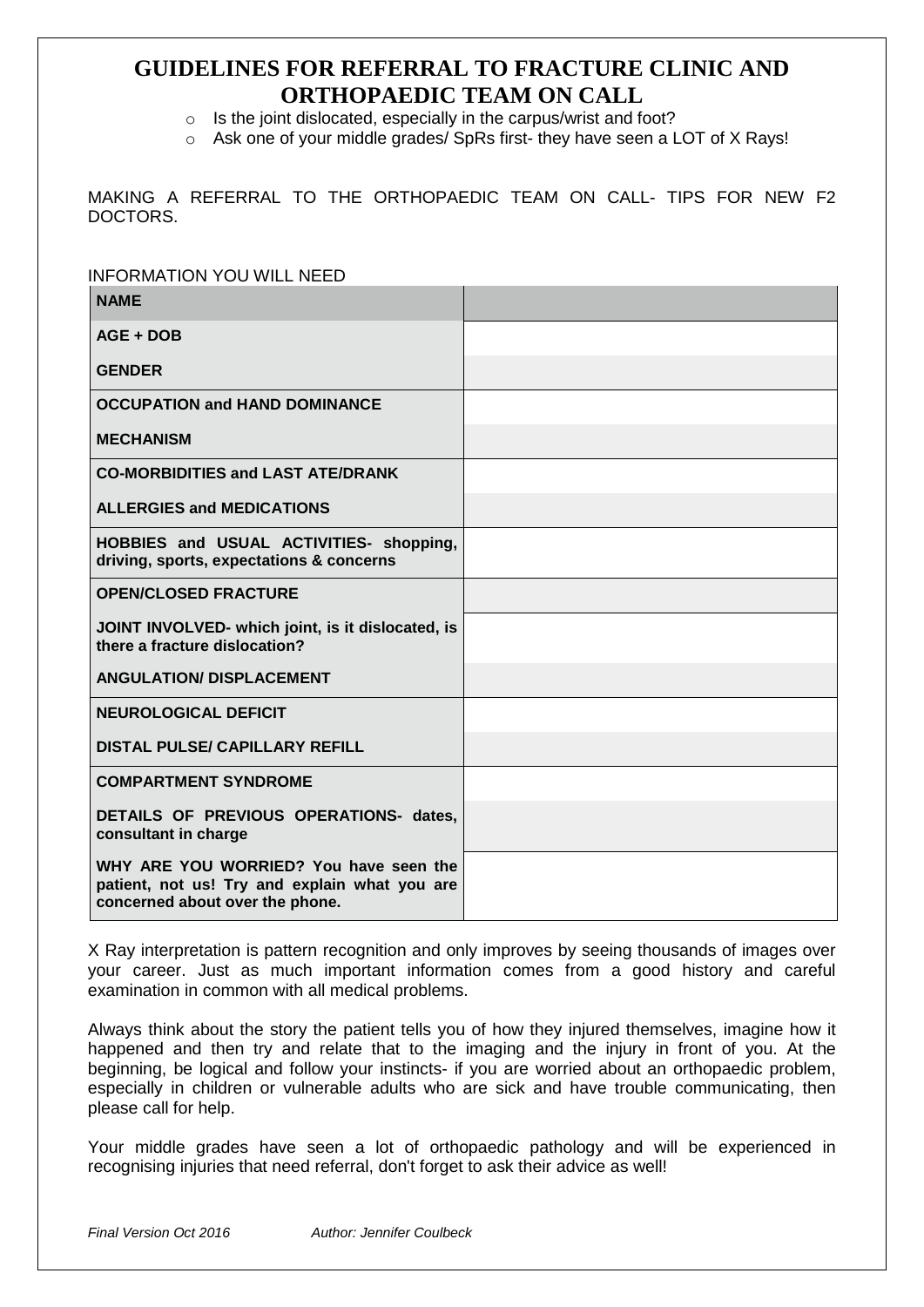# GUIDELINES FOR REFERRAL TO FRACTURE CLINIC AND ORTHOPAEDIC TEAM ON CALL

- Is the joint dislocated, especially in the carpus/wrist and foot?
- Ask one of your middle grades/ SpRs first- they have seen a LOT of X Rays!

MAKING A REFERRAL TO THE ORTHOPAEDIC TEAM ON CALL- TIPS FOR NEW F2 DOCTORS.

INFORMATION YOU WILL NEED

| **NAME** | |
|---|---|
| **AGE + DOB** | |
| **GENDER** | |
| **OCCUPATION and HAND DOMINANCE** | |
| **MECHANISM** | |
| **CO-MORBIDITIES and LAST ATE/DRANK** | |
| **ALLERGIES and MEDICATIONS** | |
| **HOBBIES and USUAL ACTIVITIES- shopping, driving, sports, expectations & concerns** | |
| **OPEN/CLOSED FRACTURE** | |
| **JOINT INVOLVED- which joint, is it dislocated, is there a fracture dislocation?** | |
| **ANGULATION/ DISPLACEMENT** | |
| **NEUROLOGICAL DEFICIT** | |
| **DISTAL PULSE/ CAPILLARY REFILL** | |
| **COMPARTMENT SYNDROME** | |
| **DETAILS OF PREVIOUS OPERATIONS- dates, consultant in charge** | |
| **WHY ARE YOU WORRIED? You have seen the patient, not us! Try and explain what you are concerned about over the phone.** | |

X Ray interpretation is pattern recognition and only improves by seeing thousands of images over your career. Just as much important information comes from a good history and careful examination in common with all medical problems.

Always think about the story the patient tells you of how they injured themselves, imagine how it happened and then try and relate that to the imaging and the injury in front of you. At the beginning, be logical and follow your instincts- if you are worried about an orthopaedic problem, especially in children or vulnerable adults who are sick and have trouble communicating, then please call for help.

Your middle grades have seen a lot of orthopaedic pathology and will be experienced in recognising injuries that need referral, don't forget to ask their advice as well!

*Final Version Oct 2016* *Author: Jennifer Coulbeck*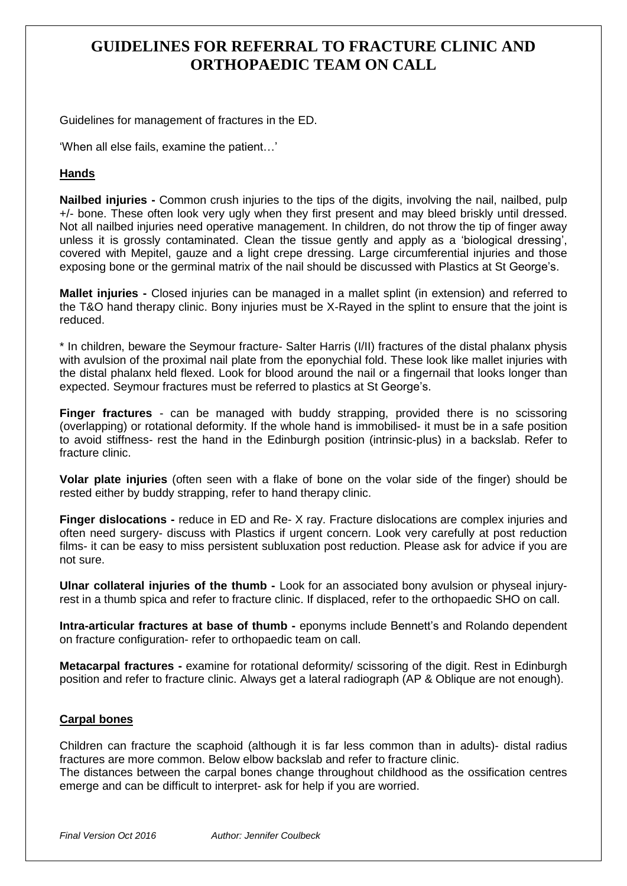# GUIDELINES FOR REFERRAL TO FRACTURE CLINIC AND ORTHOPAEDIC TEAM ON CALL

Guidelines for management of fractures in the ED.

'When all else fails, examine the patient…'

## Hands

**Nailbed injuries -** Common crush injuries to the tips of the digits, involving the nail, nailbed, pulp +/- bone. These often look very ugly when they first present and may bleed briskly until dressed. Not all nailbed injuries need operative management. In children, do not throw the tip of finger away unless it is grossly contaminated. Clean the tissue gently and apply as a 'biological dressing', covered with Mepitel, gauze and a light crepe dressing. Large circumferential injuries and those exposing bone or the germinal matrix of the nail should be discussed with Plastics at St George's.

**Mallet injuries -** Closed injuries can be managed in a mallet splint (in extension) and referred to the T&O hand therapy clinic. Bony injuries must be X-Rayed in the splint to ensure that the joint is reduced.

* In children, beware the Seymour fracture- Salter Harris (I/II) fractures of the distal phalanx physis with avulsion of the proximal nail plate from the eponychial fold. These look like mallet injuries with the distal phalanx held flexed. Look for blood around the nail or a fingernail that looks longer than expected. Seymour fractures must be referred to plastics at St George's.

**Finger fractures** - can be managed with buddy strapping, provided there is no scissoring (overlapping) or rotational deformity. If the whole hand is immobilised- it must be in a safe position to avoid stiffness- rest the hand in the Edinburgh position (intrinsic-plus) in a backslab. Refer to fracture clinic.

**Volar plate injuries** (often seen with a flake of bone on the volar side of the finger) should be rested either by buddy strapping, refer to hand therapy clinic.

**Finger dislocations -** reduce in ED and Re- X ray. Fracture dislocations are complex injuries and often need surgery- discuss with Plastics if urgent concern. Look very carefully at post reduction films- it can be easy to miss persistent subluxation post reduction. Please ask for advice if you are not sure.

**Ulnar collateral injuries of the thumb -** Look for an associated bony avulsion or physeal injury- rest in a thumb spica and refer to fracture clinic. If displaced, refer to the orthopaedic SHO on call.

**Intra-articular fractures at base of thumb -** eponyms include Bennett's and Rolando dependent on fracture configuration- refer to orthopaedic team on call.

**Metacarpal fractures -** examine for rotational deformity/ scissoring of the digit. Rest in Edinburgh position and refer to fracture clinic. Always get a lateral radiograph (AP & Oblique are not enough).

## Carpal bones

Children can fracture the scaphoid (although it is far less common than in adults)- distal radius fractures are more common. Below elbow backslab and refer to fracture clinic.
The distances between the carpal bones change throughout childhood as the ossification centres emerge and can be difficult to interpret- ask for help if you are worried.

*Final Version Oct 2016 Author: Jennifer Coulbeck*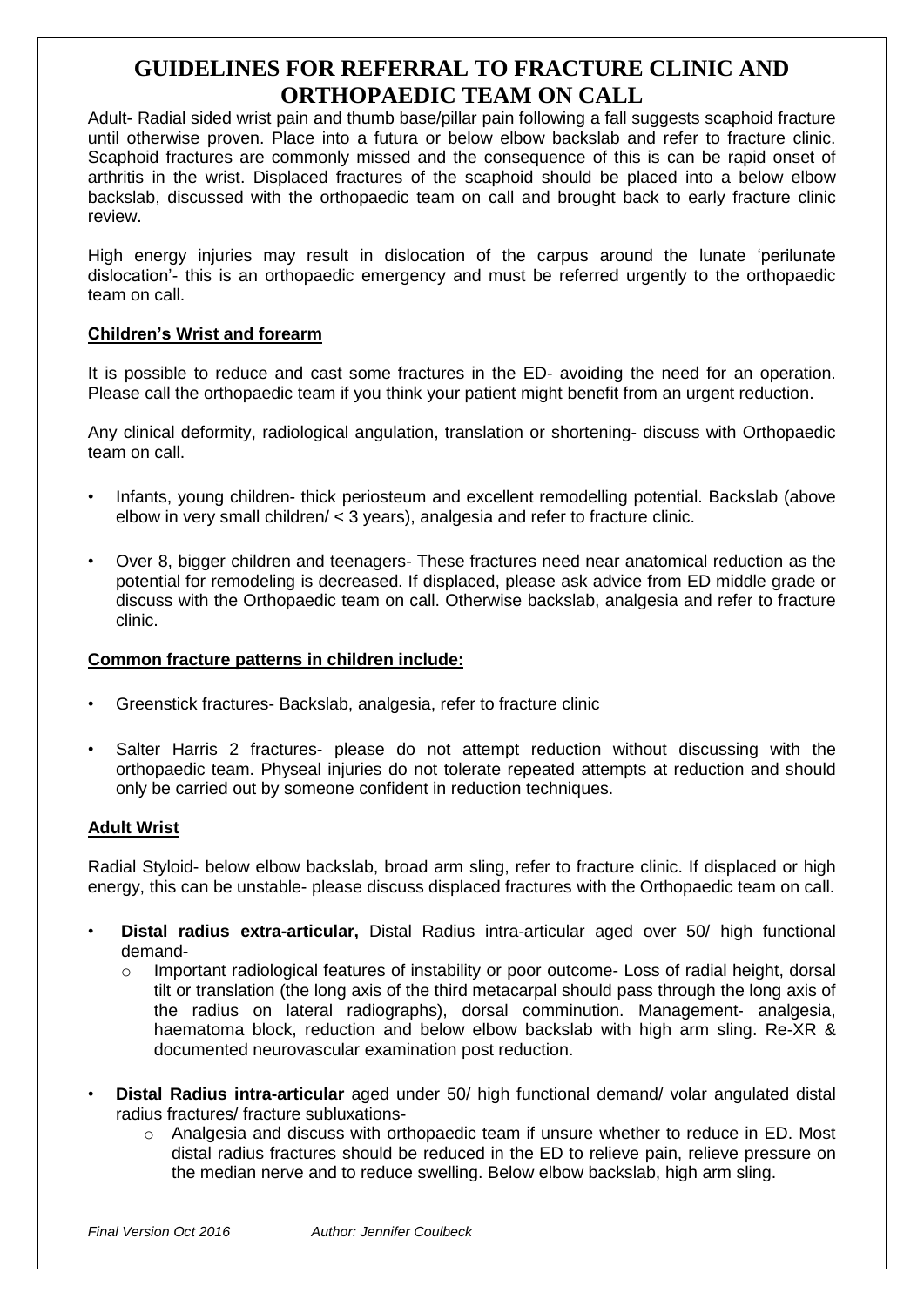# GUIDELINES FOR REFERRAL TO FRACTURE CLINIC AND ORTHOPAEDIC TEAM ON CALL

Adult- Radial sided wrist pain and thumb base/pillar pain following a fall suggests scaphoid fracture until otherwise proven. Place into a futura or below elbow backslab and refer to fracture clinic. Scaphoid fractures are commonly missed and the consequence of this is can be rapid onset of arthritis in the wrist. Displaced fractures of the scaphoid should be placed into a below elbow backslab, discussed with the orthopaedic team on call and brought back to early fracture clinic review.

High energy injuries may result in dislocation of the carpus around the lunate 'perilunate dislocation'- this is an orthopaedic emergency and must be referred urgently to the orthopaedic team on call.

## Children's Wrist and forearm

It is possible to reduce and cast some fractures in the ED- avoiding the need for an operation. Please call the orthopaedic team if you think your patient might benefit from an urgent reduction.

Any clinical deformity, radiological angulation, translation or shortening- discuss with Orthopaedic team on call.

- Infants, young children- thick periosteum and excellent remodelling potential. Backslab (above elbow in very small children/ < 3 years), analgesia and refer to fracture clinic.
- Over 8, bigger children and teenagers- These fractures need near anatomical reduction as the potential for remodeling is decreased. If displaced, please ask advice from ED middle grade or discuss with the Orthopaedic team on call. Otherwise backslab, analgesia and refer to fracture clinic.

## Common fracture patterns in children include:

- Greenstick fractures- Backslab, analgesia, refer to fracture clinic
- Salter Harris 2 fractures- please do not attempt reduction without discussing with the orthopaedic team. Physeal injuries do not tolerate repeated attempts at reduction and should only be carried out by someone confident in reduction techniques.

## Adult Wrist

Radial Styloid- below elbow backslab, broad arm sling, refer to fracture clinic. If displaced or high energy, this can be unstable- please discuss displaced fractures with the Orthopaedic team on call.

- **Distal radius extra-articular,** Distal Radius intra-articular aged over 50/ high functional demand-
  - Important radiological features of instability or poor outcome- Loss of radial height, dorsal tilt or translation (the long axis of the third metacarpal should pass through the long axis of the radius on lateral radiographs), dorsal comminution. Management- analgesia, haematoma block, reduction and below elbow backslab with high arm sling. Re-XR & documented neurovascular examination post reduction.
- **Distal Radius intra-articular** aged under 50/ high functional demand/ volar angulated distal radius fractures/ fracture subluxations-
  - Analgesia and discuss with orthopaedic team if unsure whether to reduce in ED. Most distal radius fractures should be reduced in the ED to relieve pain, relieve pressure on the median nerve and to reduce swelling. Below elbow backslab, high arm sling.

*Final Version Oct 2016* *Author: Jennifer Coulbeck*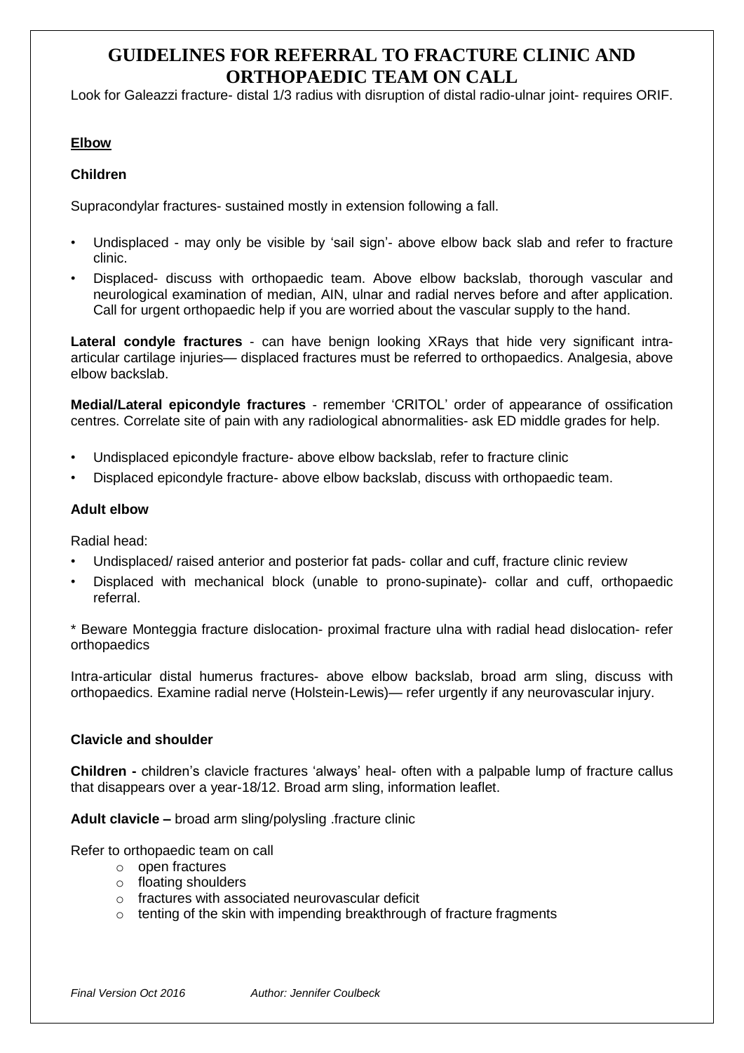# GUIDELINES FOR REFERRAL TO FRACTURE CLINIC AND ORTHOPAEDIC TEAM ON CALL

Look for Galeazzi fracture- distal 1/3 radius with disruption of distal radio-ulnar joint- requires ORIF.

## Elbow

### Children

Supracondylar fractures- sustained mostly in extension following a fall.

- Undisplaced - may only be visible by 'sail sign'- above elbow back slab and refer to fracture clinic.
- Displaced- discuss with orthopaedic team. Above elbow backslab, thorough vascular and neurological examination of median, AIN, ulnar and radial nerves before and after application. Call for urgent orthopaedic help if you are worried about the vascular supply to the hand.

**Lateral condyle fractures** - can have benign looking XRays that hide very significant intra-articular cartilage injuries— displaced fractures must be referred to orthopaedics. Analgesia, above elbow backslab.

**Medial/Lateral epicondyle fractures** - remember 'CRITOL' order of appearance of ossification centres. Correlate site of pain with any radiological abnormalities- ask ED middle grades for help.

- Undisplaced epicondyle fracture- above elbow backslab, refer to fracture clinic
- Displaced epicondyle fracture- above elbow backslab, discuss with orthopaedic team.

### Adult elbow

Radial head:

- Undisplaced/ raised anterior and posterior fat pads- collar and cuff, fracture clinic review
- Displaced with mechanical block (unable to prono-supinate)- collar and cuff, orthopaedic referral.

* Beware Monteggia fracture dislocation- proximal fracture ulna with radial head dislocation- refer orthopaedics

Intra-articular distal humerus fractures- above elbow backslab, broad arm sling, discuss with orthopaedics. Examine radial nerve (Holstein-Lewis)— refer urgently if any neurovascular injury.

### Clavicle and shoulder

**Children -** children's clavicle fractures 'always' heal- often with a palpable lump of fracture callus that disappears over a year-18/12. Broad arm sling, information leaflet.

**Adult clavicle –** broad arm sling/polysling .fracture clinic

Refer to orthopaedic team on call

- open fractures
- floating shoulders
- fractures with associated neurovascular deficit
- tenting of the skin with impending breakthrough of fracture fragments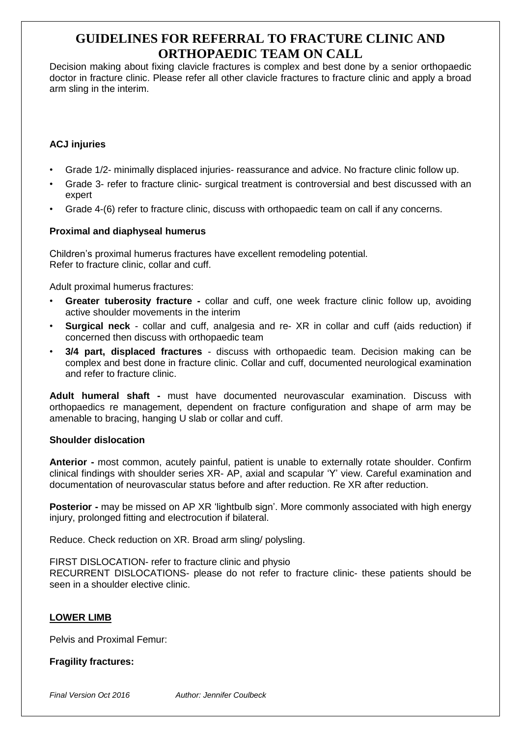# GUIDELINES FOR REFERRAL TO FRACTURE CLINIC AND ORTHOPAEDIC TEAM ON CALL

Decision making about fixing clavicle fractures is complex and best done by a senior orthopaedic doctor in fracture clinic. Please refer all other clavicle fractures to fracture clinic and apply a broad arm sling in the interim.

**ACJ injuries**

- Grade 1/2- minimally displaced injuries- reassurance and advice. No fracture clinic follow up.
- Grade 3- refer to fracture clinic- surgical treatment is controversial and best discussed with an expert
- Grade 4-(6) refer to fracture clinic, discuss with orthopaedic team on call if any concerns.

**Proximal and diaphyseal humerus**

Children's proximal humerus fractures have excellent remodeling potential.
Refer to fracture clinic, collar and cuff.

Adult proximal humerus fractures:

- **Greater tuberosity fracture -** collar and cuff, one week fracture clinic follow up, avoiding active shoulder movements in the interim
- **Surgical neck** - collar and cuff, analgesia and re- XR in collar and cuff (aids reduction) if concerned then discuss with orthopaedic team
- **3/4 part, displaced fractures** - discuss with orthopaedic team. Decision making can be complex and best done in fracture clinic. Collar and cuff, documented neurological examination and refer to fracture clinic.

**Adult humeral shaft -** must have documented neurovascular examination. Discuss with orthopaedics re management, dependent on fracture configuration and shape of arm may be amenable to bracing, hanging U slab or collar and cuff.

**Shoulder dislocation**

**Anterior -** most common, acutely painful, patient is unable to externally rotate shoulder. Confirm clinical findings with shoulder series XR- AP, axial and scapular 'Y' view. Careful examination and documentation of neurovascular status before and after reduction. Re XR after reduction.

**Posterior -** may be missed on AP XR 'lightbulb sign'. More commonly associated with high energy injury, prolonged fitting and electrocution if bilateral.

Reduce. Check reduction on XR. Broad arm sling/ polysling.

FIRST DISLOCATION- refer to fracture clinic and physio
RECURRENT DISLOCATIONS- please do not refer to fracture clinic- these patients should be seen in a shoulder elective clinic.

**<u>LOWER LIMB</u>**

Pelvis and Proximal Femur:

**Fragility fractures:**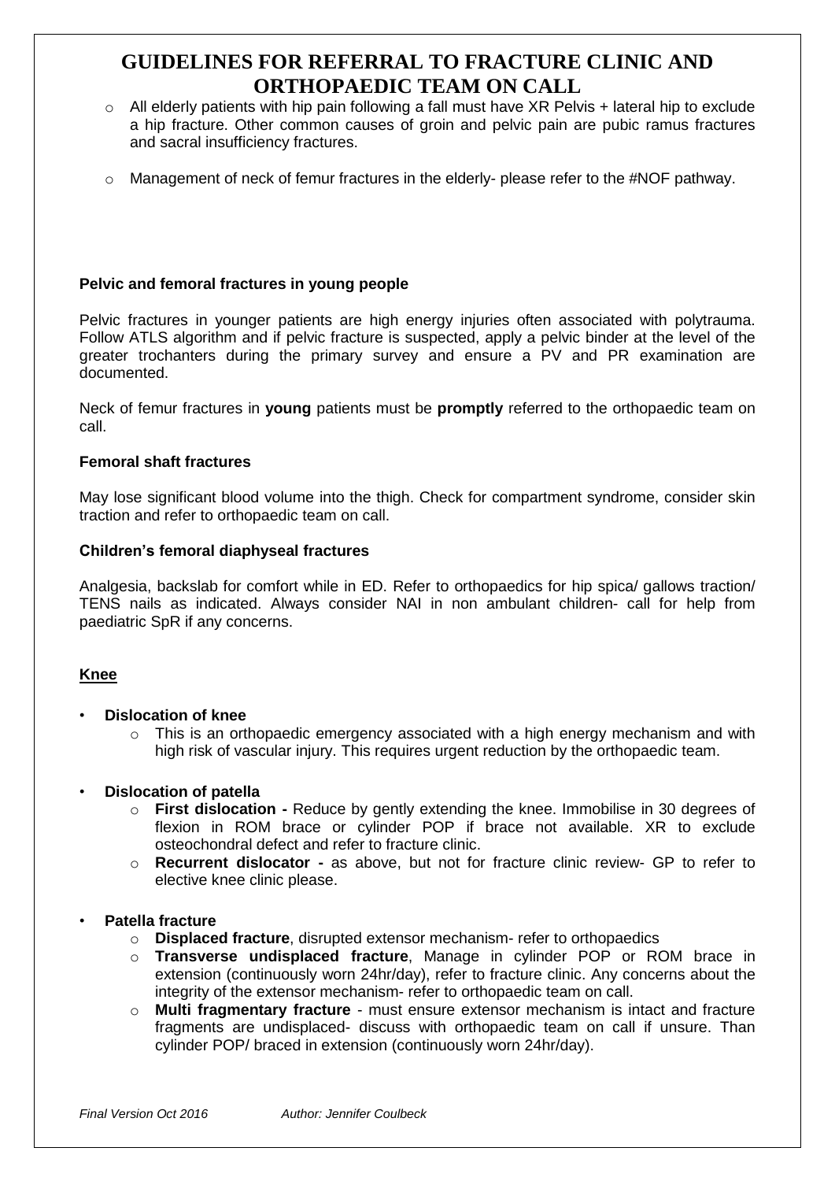# GUIDELINES FOR REFERRAL TO FRACTURE CLINIC AND ORTHOPAEDIC TEAM ON CALL

- All elderly patients with hip pain following a fall must have XR Pelvis + lateral hip to exclude a hip fracture. Other common causes of groin and pelvic pain are pubic ramus fractures and sacral insufficiency fractures.
- Management of neck of femur fractures in the elderly- please refer to the #NOF pathway.

**Pelvic and femoral fractures in young people**

Pelvic fractures in younger patients are high energy injuries often associated with polytrauma. Follow ATLS algorithm and if pelvic fracture is suspected, apply a pelvic binder at the level of the greater trochanters during the primary survey and ensure a PV and PR examination are documented.

Neck of femur fractures in **young** patients must be **promptly** referred to the orthopaedic team on call.

**Femoral shaft fractures**

May lose significant blood volume into the thigh. Check for compartment syndrome, consider skin traction and refer to orthopaedic team on call.

**Children's femoral diaphyseal fractures**

Analgesia, backslab for comfort while in ED. Refer to orthopaedics for hip spica/ gallows traction/ TENS nails as indicated. Always consider NAI in non ambulant children- call for help from paediatric SpR if any concerns.

## Knee

- **Dislocation of knee**
  - This is an orthopaedic emergency associated with a high energy mechanism and with high risk of vascular injury. This requires urgent reduction by the orthopaedic team.
- **Dislocation of patella**
  - **First dislocation -** Reduce by gently extending the knee. Immobilise in 30 degrees of flexion in ROM brace or cylinder POP if brace not available. XR to exclude osteochondral defect and refer to fracture clinic.
  - **Recurrent dislocator -** as above, but not for fracture clinic review- GP to refer to elective knee clinic please.
- **Patella fracture**
  - **Displaced fracture**, disrupted extensor mechanism- refer to orthopaedics
  - **Transverse undisplaced fracture**, Manage in cylinder POP or ROM brace in extension (continuously worn 24hr/day), refer to fracture clinic. Any concerns about the integrity of the extensor mechanism- refer to orthopaedic team on call.
  - **Multi fragmentary fracture** - must ensure extensor mechanism is intact and fracture fragments are undisplaced- discuss with orthopaedic team on call if unsure. Than cylinder POP/ braced in extension (continuously worn 24hr/day).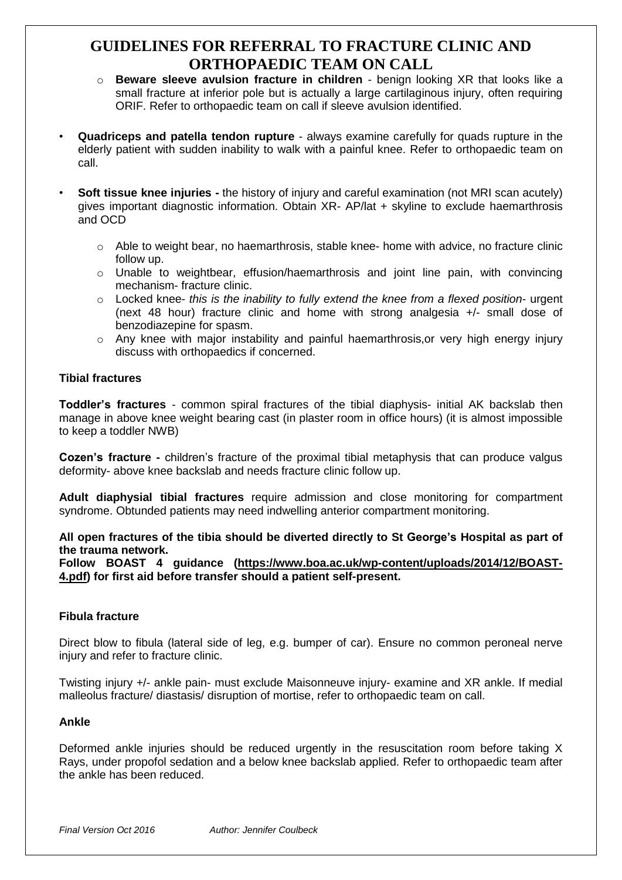# GUIDELINES FOR REFERRAL TO FRACTURE CLINIC AND ORTHOPAEDIC TEAM ON CALL

- **Beware sleeve avulsion fracture in children** - benign looking XR that looks like a small fracture at inferior pole but is actually a large cartilaginous injury, often requiring ORIF. Refer to orthopaedic team on call if sleeve avulsion identified.

- **Quadriceps and patella tendon rupture** - always examine carefully for quads rupture in the elderly patient with sudden inability to walk with a painful knee. Refer to orthopaedic team on call.

- **Soft tissue knee injuries -** the history of injury and careful examination (not MRI scan acutely) gives important diagnostic information. Obtain XR- AP/lat + skyline to exclude haemarthrosis and OCD
  - Able to weight bear, no haemarthrosis, stable knee- home with advice, no fracture clinic follow up.
  - Unable to weightbear, effusion/haemarthrosis and joint line pain, with convincing mechanism- fracture clinic.
  - Locked knee- *this is the inability to fully extend the knee from a flexed position*- urgent (next 48 hour) fracture clinic and home with strong analgesia +/- small dose of benzodiazepine for spasm.
  - Any knee with major instability and painful haemarthrosis,or very high energy injury discuss with orthopaedics if concerned.

**Tibial fractures**

**Toddler's fractures** - common spiral fractures of the tibial diaphysis- initial AK backslab then manage in above knee weight bearing cast (in plaster room in office hours) (it is almost impossible to keep a toddler NWB)

**Cozen's fracture -** children's fracture of the proximal tibial metaphysis that can produce valgus deformity- above knee backslab and needs fracture clinic follow up.

**Adult diaphysial tibial fractures** require admission and close monitoring for compartment syndrome. Obtunded patients may need indwelling anterior compartment monitoring.

**All open fractures of the tibia should be diverted directly to St George's Hospital as part of the trauma network.**
**Follow BOAST 4 guidance (https://www.boa.ac.uk/wp-content/uploads/2014/12/BOAST-4.pdf) for first aid before transfer should a patient self-present.**

**Fibula fracture**

Direct blow to fibula (lateral side of leg, e.g. bumper of car). Ensure no common peroneal nerve injury and refer to fracture clinic.

Twisting injury +/- ankle pain- must exclude Maisonneuve injury- examine and XR ankle. If medial malleolus fracture/ diastasis/ disruption of mortise, refer to orthopaedic team on call.

**Ankle**

Deformed ankle injuries should be reduced urgently in the resuscitation room before taking X Rays, under propofol sedation and a below knee backslab applied. Refer to orthopaedic team after the ankle has been reduced.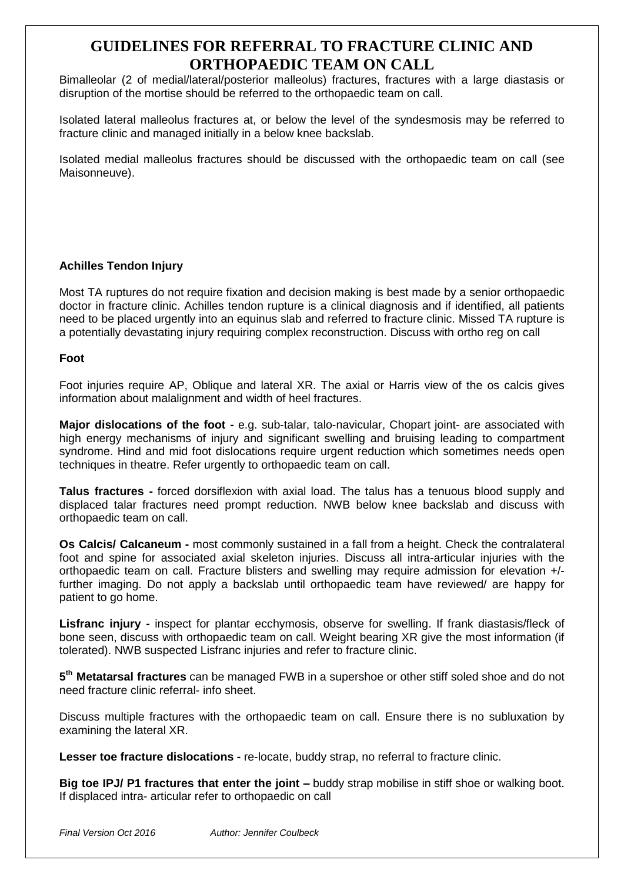# GUIDELINES FOR REFERRAL TO FRACTURE CLINIC AND ORTHOPAEDIC TEAM ON CALL

Bimalleolar (2 of medial/lateral/posterior malleolus) fractures, fractures with a large diastasis or disruption of the mortise should be referred to the orthopaedic team on call.

Isolated lateral malleolus fractures at, or below the level of the syndesmosis may be referred to fracture clinic and managed initially in a below knee backslab.

Isolated medial malleolus fractures should be discussed with the orthopaedic team on call (see Maisonneuve).

**Achilles Tendon Injury**

Most TA ruptures do not require fixation and decision making is best made by a senior orthopaedic doctor in fracture clinic. Achilles tendon rupture is a clinical diagnosis and if identified, all patients need to be placed urgently into an equinus slab and referred to fracture clinic. Missed TA rupture is a potentially devastating injury requiring complex reconstruction. Discuss with ortho reg on call

**Foot**

Foot injuries require AP, Oblique and lateral XR. The axial or Harris view of the os calcis gives information about malalignment and width of heel fractures.

**Major dislocations of the foot -** e.g. sub-talar, talo-navicular, Chopart joint- are associated with high energy mechanisms of injury and significant swelling and bruising leading to compartment syndrome. Hind and mid foot dislocations require urgent reduction which sometimes needs open techniques in theatre. Refer urgently to orthopaedic team on call.

**Talus fractures -** forced dorsiflexion with axial load. The talus has a tenuous blood supply and displaced talar fractures need prompt reduction. NWB below knee backslab and discuss with orthopaedic team on call.

**Os Calcis/ Calcaneum -** most commonly sustained in a fall from a height. Check the contralateral foot and spine for associated axial skeleton injuries. Discuss all intra-articular injuries with the orthopaedic team on call. Fracture blisters and swelling may require admission for elevation +/- further imaging. Do not apply a backslab until orthopaedic team have reviewed/ are happy for patient to go home.

**Lisfranc injury -** inspect for plantar ecchymosis, observe for swelling. If frank diastasis/fleck of bone seen, discuss with orthopaedic team on call. Weight bearing XR give the most information (if tolerated). NWB suspected Lisfranc injuries and refer to fracture clinic.

**5th Metatarsal fractures** can be managed FWB in a supershoe or other stiff soled shoe and do not need fracture clinic referral- info sheet.

Discuss multiple fractures with the orthopaedic team on call. Ensure there is no subluxation by examining the lateral XR.

**Lesser toe fracture dislocations -** re-locate, buddy strap, no referral to fracture clinic.

**Big toe IPJ/ P1 fractures that enter the joint –** buddy strap mobilise in stiff shoe or walking boot. If displaced intra- articular refer to orthopaedic on call

*Final Version Oct 2016* *Author: Jennifer Coulbeck*